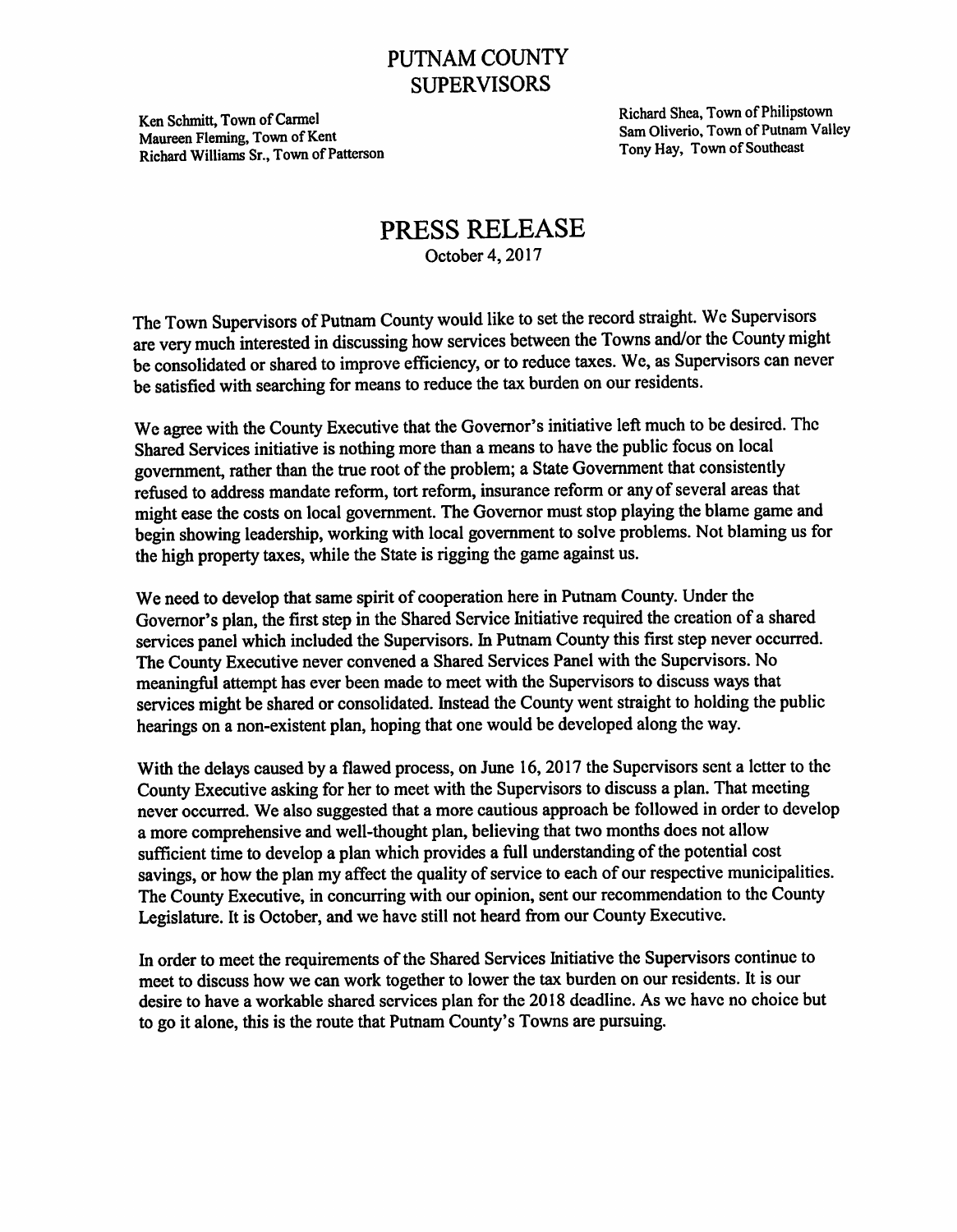# PUTNAM COUNTY SUPERVISORS

Ken Schmitt, Town of Carmel
Maureen Fleming, Town of Kent
Richard Williams Sr., Town of Patterson

Richard Shea, Town of Philipstown
Sam Oliverio, Town of Putnam Valley
Tony Hay, Town of Southeast

## PRESS RELEASE

October 4, 2017

The Town Supervisors of Putnam County would like to set the record straight. We Supervisors are very much interested in discussing how services between the Towns and/or the County might be consolidated or shared to improve efficiency, or to reduce taxes. We, as Supervisors can never be satisfied with searching for means to reduce the tax burden on our residents.

We agree with the County Executive that the Governor's initiative left much to be desired. The Shared Services initiative is nothing more than a means to have the public focus on local government, rather than the true root of the problem; a State Government that consistently refused to address mandate reform, tort reform, insurance reform or any of several areas that might ease the costs on local government. The Governor must stop playing the blame game and begin showing leadership, working with local government to solve problems. Not blaming us for the high property taxes, while the State is rigging the game against us.

We need to develop that same spirit of cooperation here in Putnam County. Under the Governor's plan, the first step in the Shared Service Initiative required the creation of a shared services panel which included the Supervisors. In Putnam County this first step never occurred. The County Executive never convened a Shared Services Panel with the Supervisors. No meaningful attempt has ever been made to meet with the Supervisors to discuss ways that services might be shared or consolidated. Instead the County went straight to holding the public hearings on a non-existent plan, hoping that one would be developed along the way.

With the delays caused by a flawed process, on June 16, 2017 the Supervisors sent a letter to the County Executive asking for her to meet with the Supervisors to discuss a plan. That meeting never occurred. We also suggested that a more cautious approach be followed in order to develop a more comprehensive and well-thought plan, believing that two months does not allow sufficient time to develop a plan which provides a full understanding of the potential cost savings, or how the plan my affect the quality of service to each of our respective municipalities. The County Executive, in concurring with our opinion, sent our recommendation to the County Legislature. It is October, and we have still not heard from our County Executive.

In order to meet the requirements of the Shared Services Initiative the Supervisors continue to meet to discuss how we can work together to lower the tax burden on our residents. It is our desire to have a workable shared services plan for the 2018 deadline. As we have no choice but to go it alone, this is the route that Putnam County's Towns are pursuing.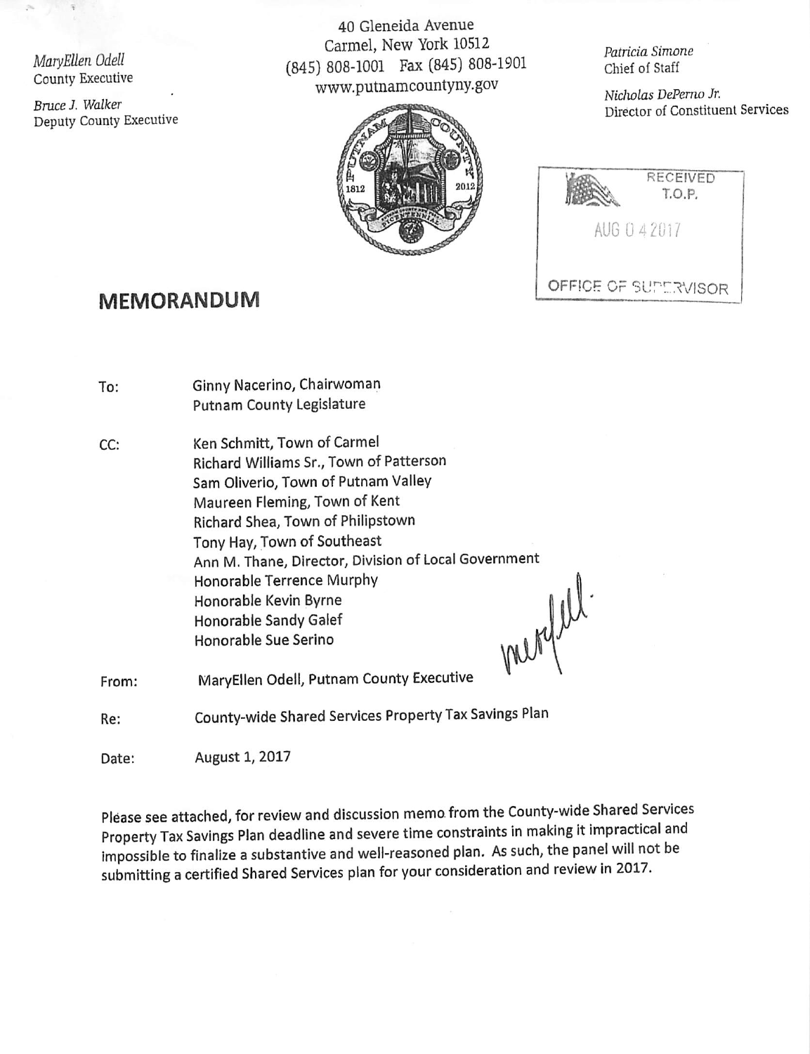MaryEllen Odell
County Executive

Bruce J. Walker
Deputy County Executive

40 Gleneida Avenue
Carmel, New York 10512
(845) 808-1001 Fax (845) 808-1901
www.putnamcountyny.gov

Patricia Simone
Chief of Staff

Nicholas DePerno Jr.
Director of Constituent Services

RECEIVED
T.O.P.
AUG 04 2017
OFFICE OF SUPERVISOR

# MEMORANDUM

To: Ginny Nacerino, Chairwoman
Putnam County Legislature

CC: Ken Schmitt, Town of Carmel
Richard Williams Sr., Town of Patterson
Sam Oliverio, Town of Putnam Valley
Maureen Fleming, Town of Kent
Richard Shea, Town of Philipstown
Tony Hay, Town of Southeast
Ann M. Thane, Director, Division of Local Government
Honorable Terrence Murphy
Honorable Kevin Byrne
Honorable Sandy Galef
Honorable Sue Serino

From: MaryEllen Odell, Putnam County Executive

Re: County-wide Shared Services Property Tax Savings Plan

Date: August 1, 2017

Please see attached, for review and discussion memo from the County-wide Shared Services Property Tax Savings Plan deadline and severe time constraints in making it impractical and impossible to finalize a substantive and well-reasoned plan. As such, the panel will not be submitting a certified Shared Services plan for your consideration and review in 2017.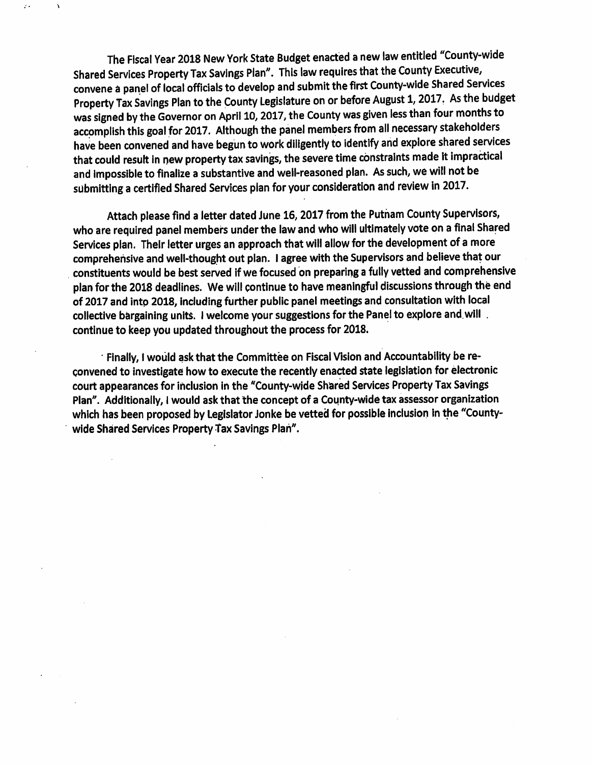The Fiscal Year 2018 New York State Budget enacted a new law entitled "County-wide Shared Services Property Tax Savings Plan". This law requires that the County Executive, convene a panel of local officials to develop and submit the first County-wide Shared Services Property Tax Savings Plan to the County Legislature on or before August 1, 2017. As the budget was signed by the Governor on April 10, 2017, the County was given less than four months to accomplish this goal for 2017. Although the panel members from all necessary stakeholders have been convened and have begun to work diligently to identify and explore shared services that could result in new property tax savings, the severe time constraints made it impractical and impossible to finalize a substantive and well-reasoned plan. As such, we will not be submitting a certified Shared Services plan for your consideration and review in 2017.

Attach please find a letter dated June 16, 2017 from the Putnam County Supervisors, who are required panel members under the law and who will ultimately vote on a final Shared Services plan. Their letter urges an approach that will allow for the development of a more comprehensive and well-thought out plan. I agree with the Supervisors and believe that our constituents would be best served if we focused on preparing a fully vetted and comprehensive plan for the 2018 deadlines. We will continue to have meaningful discussions through the end of 2017 and into 2018, including further public panel meetings and consultation with local collective bargaining units. I welcome your suggestions for the Panel to explore and will continue to keep you updated throughout the process for 2018.

Finally, I would ask that the Committee on Fiscal Vision and Accountability be re-convened to investigate how to execute the recently enacted state legislation for electronic court appearances for inclusion in the "County-wide Shared Services Property Tax Savings Plan". Additionally, I would ask that the concept of a County-wide tax assessor organization which has been proposed by Legislator Jonke be vetted for possible inclusion in the "County-wide Shared Services Property Tax Savings Plan".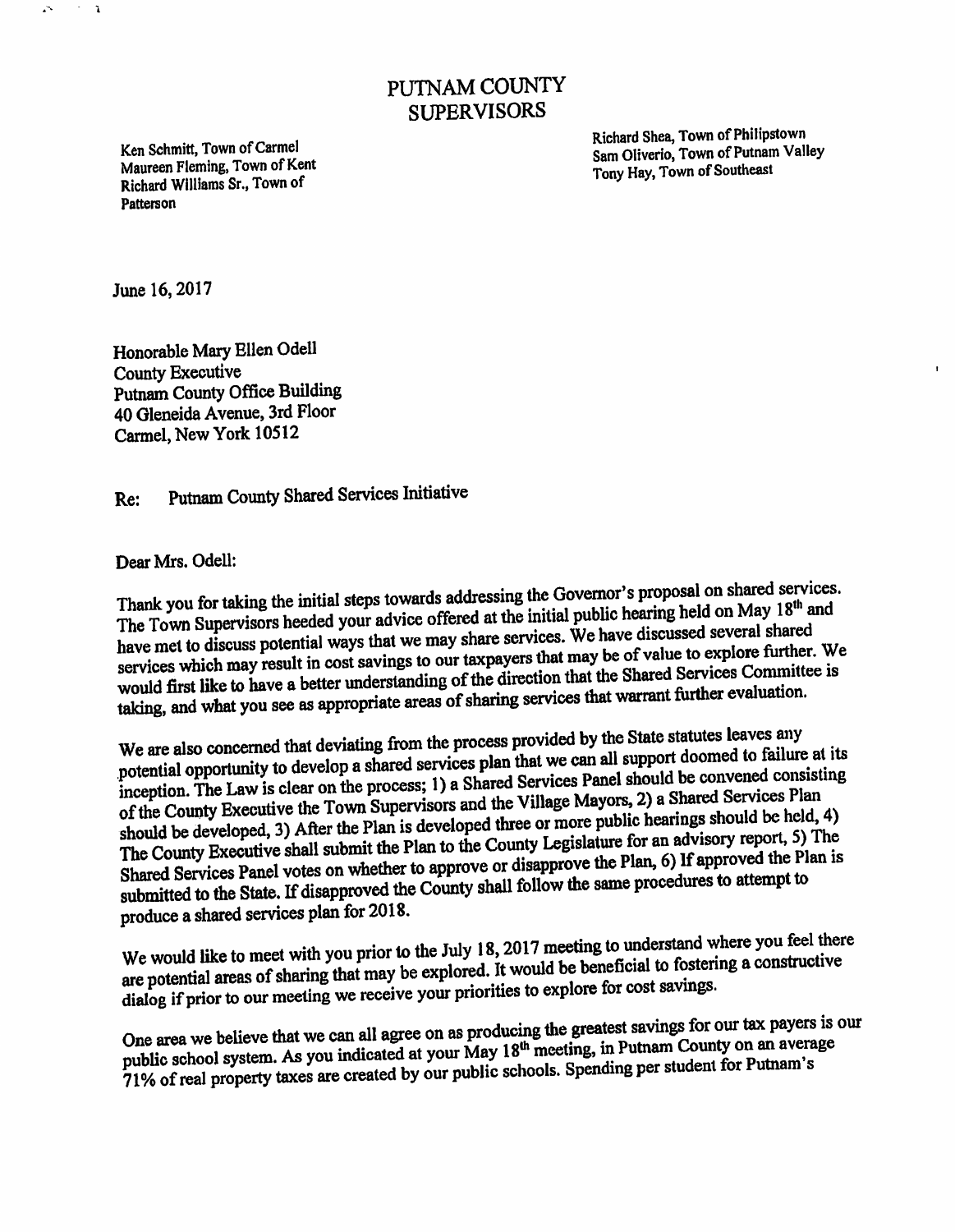# PUTNAM COUNTY SUPERVISORS

Ken Schmitt, Town of Carmel
Maureen Fleming, Town of Kent
Richard Williams Sr., Town of Patterson

Richard Shea, Town of Philipstown
Sam Oliverio, Town of Putnam Valley
Tony Hay, Town of Southeast

June 16, 2017

Honorable Mary Ellen Odell
County Executive
Putnam County Office Building
40 Gleneida Avenue, 3rd Floor
Carmel, New York 10512

Re: Putnam County Shared Services Initiative

Dear Mrs. Odell:

Thank you for taking the initial steps towards addressing the Governor's proposal on shared services. The Town Supervisors heeded your advice offered at the initial public hearing held on May 18th and have met to discuss potential ways that we may share services. We have discussed several shared services which may result in cost savings to our taxpayers that may be of value to explore further. We would first like to have a better understanding of the direction that the Shared Services Committee is taking, and what you see as appropriate areas of sharing services that warrant further evaluation.

We are also concerned that deviating from the process provided by the State statutes leaves any potential opportunity to develop a shared services plan that we can all support doomed to failure at its inception. The Law is clear on the process; 1) a Shared Services Panel should be convened consisting of the County Executive the Town Supervisors and the Village Mayors, 2) a Shared Services Plan should be developed, 3) After the Plan is developed three or more public hearings should be held, 4) The County Executive shall submit the Plan to the County Legislature for an advisory report, 5) The Shared Services Panel votes on whether to approve or disapprove the Plan, 6) If approved the Plan is submitted to the State. If disapproved the County shall follow the same procedures to attempt to produce a shared services plan for 2018.

We would like to meet with you prior to the July 18, 2017 meeting to understand where you feel there are potential areas of sharing that may be explored. It would be beneficial to fostering a constructive dialog if prior to our meeting we receive your priorities to explore for cost savings.

One area we believe that we can all agree on as producing the greatest savings for our tax payers is our public school system. As you indicated at your May 18th meeting, in Putnam County on an average 71% of real property taxes are created by our public schools. Spending per student for Putnam's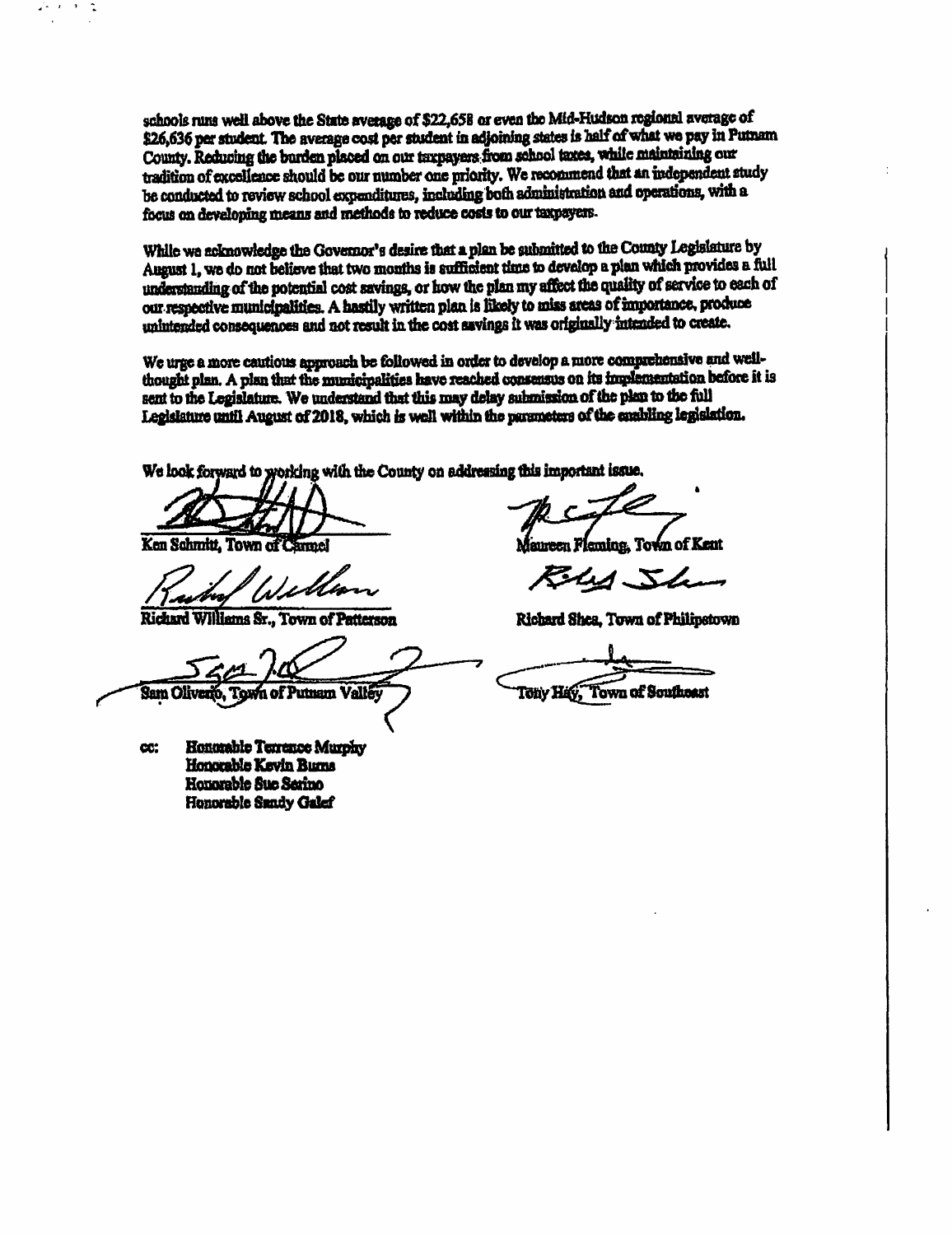schools runs well above the State average of $22,658 or even the Mid-Hudson regional average of $26,636 per student. The average cost per student in adjoining states is half of what we pay in Putnam County. Reducing the burden placed on our taxpayers from school taxes, while maintaining our tradition of excellence should be our number one priority. We recommend that an independent study be conducted to review school expenditures, including both administration and operations, with a focus on developing means and methods to reduce costs to our taxpayers.

While we acknowledge the Governor's desire that a plan be submitted to the County Legislature by August 1, we do not believe that two months is sufficient time to develop a plan which provides a full understanding of the potential cost savings, or how the plan my affect the quality of service to each of our respective municipalities. A hastily written plan is likely to miss areas of importance, produce unintended consequences and not result in the cost savings it was originally intended to create.

We urge a more cautious approach be followed in order to develop a more comprehensive and well-thought plan. A plan that the municipalities have reached consensus on its implementation before it is sent to the Legislature. We understand that this may delay submission of the plan to the full Legislature until August of 2018, which is well within the parameters of the enabling legislation.

We look forward to working with the County on addressing this important issue.

Ken Schmitt, Town of Carmel

Maureen Fleming, Town of Kent

Richard Williams Sr., Town of Patterson

Richard Shea, Town of Philipstown

Sam Oliverio, Town of Putnam Valley

Tony Hay, Town of Southeast

cc: Honorable Terrence Murphy
Honorable Kevin Burns
Honorable Sue Serino
Honorable Sandy Galef